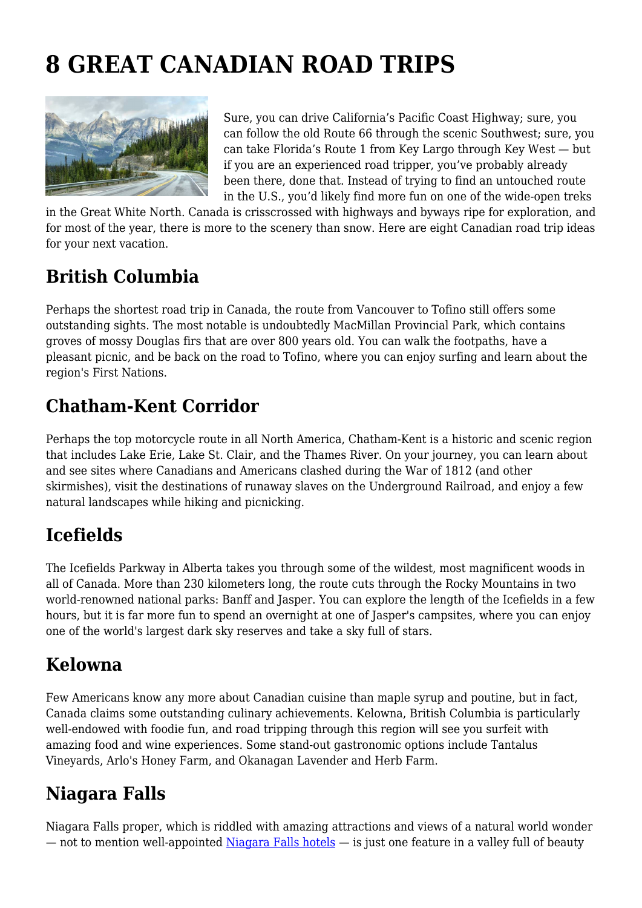# 8 GREAT CANADIAN ROAD TRIPS

Sure, you can drive California's Pacific Coast Highway; sure, you can follow the old Route 66 through the scenic Southwest; sure, you can take Florida's Route 1 from Key Largo through Key West — but if you are an experienced road tripper, you've probably already been there, done that. Instead of trying to find an untouched route in the U.S., you'd likely find more fun on one of the wide-open treks in the Great White North. Canada is crisscrossed with highways and byways ripe for exploration, and for most of the year, there is more to the scenery than snow. Here are eight Canadian road trip ideas for your next vacation.

## British Columbia

Perhaps the shortest road trip in Canada, the route from Vancouver to Tofino still offers some outstanding sights. The most notable is undoubtedly MacMillan Provincial Park, which contains groves of mossy Douglas firs that are over 800 years old. You can walk the footpaths, have a pleasant picnic, and be back on the road to Tofino, where you can enjoy surfing and learn about the region's First Nations.

## Chatham-Kent Corridor

Perhaps the top motorcycle route in all North America, Chatham-Kent is a historic and scenic region that includes Lake Erie, Lake St. Clair, and the Thames River. On your journey, you can learn about and see sites where Canadians and Americans clashed during the War of 1812 (and other skirmishes), visit the destinations of runaway slaves on the Underground Railroad, and enjoy a few natural landscapes while hiking and picnicking.

## Icefields

The Icefields Parkway in Alberta takes you through some of the wildest, most magnificent woods in all of Canada. More than 230 kilometers long, the route cuts through the Rocky Mountains in two world-renowned national parks: Banff and Jasper. You can explore the length of the Icefields in a few hours, but it is far more fun to spend an overnight at one of Jasper's campsites, where you can enjoy one of the world's largest dark sky reserves and take a sky full of stars.

## Kelowna

Few Americans know any more about Canadian cuisine than maple syrup and poutine, but in fact, Canada claims some outstanding culinary achievements. Kelowna, British Columbia is particularly well-endowed with foodie fun, and road tripping through this region will see you surfeit with amazing food and wine experiences. Some stand-out gastronomic options include Tantalus Vineyards, Arlo's Honey Farm, and Okanagan Lavender and Herb Farm.

## Niagara Falls

Niagara Falls proper, which is riddled with amazing attractions and views of a natural world wonder — not to mention well-appointed [Niagara Falls hotels]() — is just one feature in a valley full of beauty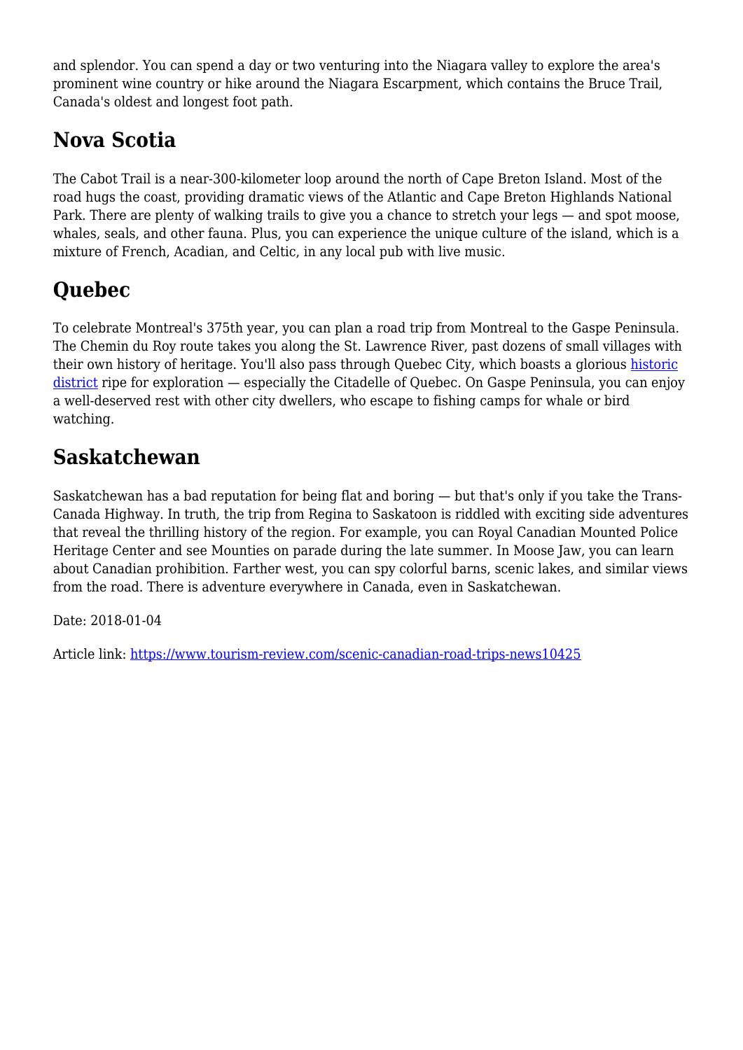and splendor. You can spend a day or two venturing into the Niagara valley to explore the area's prominent wine country or hike around the Niagara Escarpment, which contains the Bruce Trail, Canada's oldest and longest foot path.

## Nova Scotia

The Cabot Trail is a near-300-kilometer loop around the north of Cape Breton Island. Most of the road hugs the coast, providing dramatic views of the Atlantic and Cape Breton Highlands National Park. There are plenty of walking trails to give you a chance to stretch your legs — and spot moose, whales, seals, and other fauna. Plus, you can experience the unique culture of the island, which is a mixture of French, Acadian, and Celtic, in any local pub with live music.

## Quebec

To celebrate Montreal's 375th year, you can plan a road trip from Montreal to the Gaspe Peninsula. The Chemin du Roy route takes you along the St. Lawrence River, past dozens of small villages with their own history of heritage. You'll also pass through Quebec City, which boasts a glorious [historic district](#) ripe for exploration — especially the Citadelle of Quebec. On Gaspe Peninsula, you can enjoy a well-deserved rest with other city dwellers, who escape to fishing camps for whale or bird watching.

## Saskatchewan

Saskatchewan has a bad reputation for being flat and boring — but that's only if you take the Trans-Canada Highway. In truth, the trip from Regina to Saskatoon is riddled with exciting side adventures that reveal the thrilling history of the region. For example, you can Royal Canadian Mounted Police Heritage Center and see Mounties on parade during the late summer. In Moose Jaw, you can learn about Canadian prohibition. Farther west, you can spy colorful barns, scenic lakes, and similar views from the road. There is adventure everywhere in Canada, even in Saskatchewan.

Date: 2018-01-04

Article link: https://www.tourism-review.com/scenic-canadian-road-trips-news10425